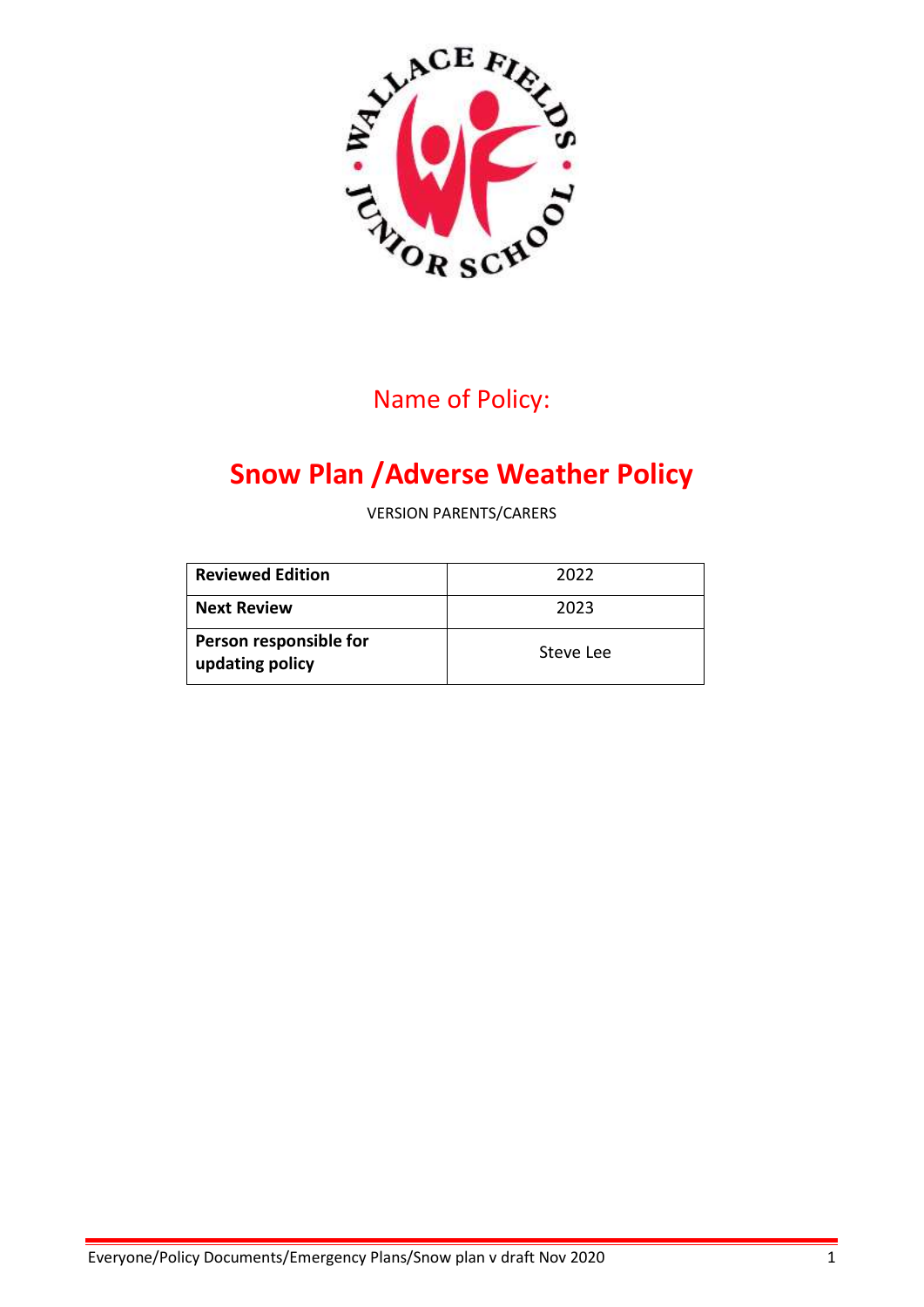Name of Policy:

# Snow Plan /Adverse Weather Policy

VERSION PARENTS/CARERS

| **Reviewed Edition** | 2022 |
|---|---|
| **Next Review** | 2023 |
| **Person responsible for updating policy** | Steve Lee |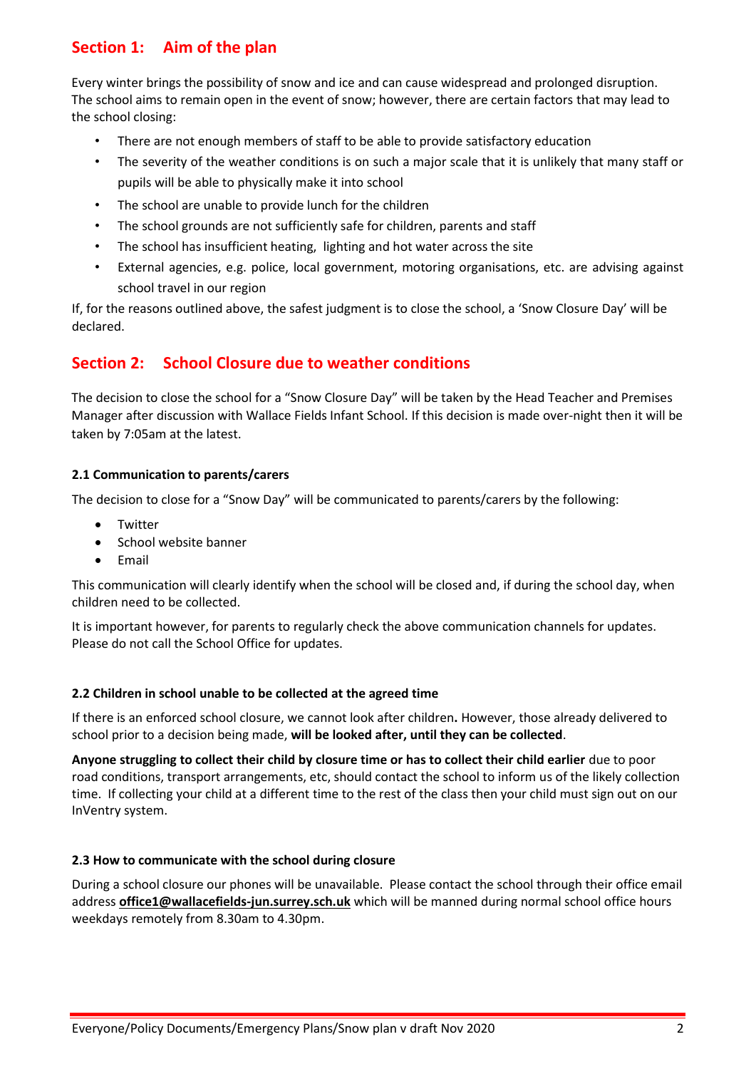## Section 1: Aim of the plan

Every winter brings the possibility of snow and ice and can cause widespread and prolonged disruption. The school aims to remain open in the event of snow; however, there are certain factors that may lead to the school closing:

- There are not enough members of staff to be able to provide satisfactory education
- The severity of the weather conditions is on such a major scale that it is unlikely that many staff or pupils will be able to physically make it into school
- The school are unable to provide lunch for the children
- The school grounds are not sufficiently safe for children, parents and staff
- The school has insufficient heating, lighting and hot water across the site
- External agencies, e.g. police, local government, motoring organisations, etc. are advising against school travel in our region

If, for the reasons outlined above, the safest judgment is to close the school, a 'Snow Closure Day' will be declared.

## Section 2: School Closure due to weather conditions

The decision to close the school for a "Snow Closure Day" will be taken by the Head Teacher and Premises Manager after discussion with Wallace Fields Infant School. If this decision is made over-night then it will be taken by 7:05am at the latest.

### 2.1 Communication to parents/carers

The decision to close for a "Snow Day" will be communicated to parents/carers by the following:

- Twitter
- School website banner
- Email

This communication will clearly identify when the school will be closed and, if during the school day, when children need to be collected.

It is important however, for parents to regularly check the above communication channels for updates. Please do not call the School Office for updates.

### 2.2 Children in school unable to be collected at the agreed time

If there is an enforced school closure, we cannot look after children**.** However, those already delivered to school prior to a decision being made, **will be looked after, until they can be collected**.

**Anyone struggling to collect their child by closure time or has to collect their child earlier** due to poor road conditions, transport arrangements, etc, should contact the school to inform us of the likely collection time. If collecting your child at a different time to the rest of the class then your child must sign out on our InVentry system.

### 2.3 How to communicate with the school during closure

During a school closure our phones will be unavailable. Please contact the school through their office email address **office1@wallacefields-jun.surrey.sch.uk** which will be manned during normal school office hours weekdays remotely from 8.30am to 4.30pm.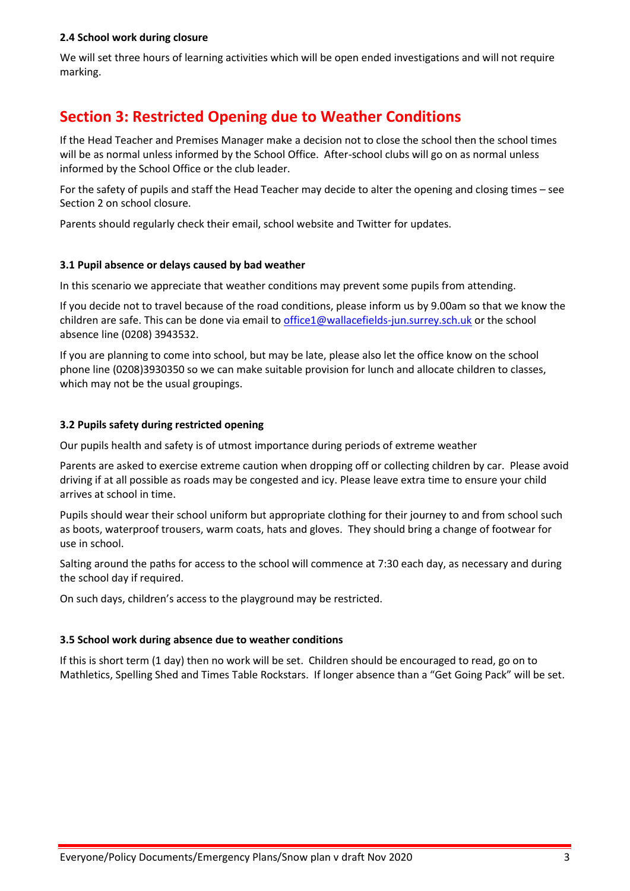#### 2.4 School work during closure

We will set three hours of learning activities which will be open ended investigations and will not require marking.

## Section 3: Restricted Opening due to Weather Conditions

If the Head Teacher and Premises Manager make a decision not to close the school then the school times will be as normal unless informed by the School Office. After-school clubs will go on as normal unless informed by the School Office or the club leader.

For the safety of pupils and staff the Head Teacher may decide to alter the opening and closing times – see Section 2 on school closure.

Parents should regularly check their email, school website and Twitter for updates.

#### 3.1 Pupil absence or delays caused by bad weather

In this scenario we appreciate that weather conditions may prevent some pupils from attending.

If you decide not to travel because of the road conditions, please inform us by 9.00am so that we know the children are safe. This can be done via email to office1@wallacefields-jun.surrey.sch.uk or the school absence line (0208) 3943532.

If you are planning to come into school, but may be late, please also let the office know on the school phone line (0208)3930350 so we can make suitable provision for lunch and allocate children to classes, which may not be the usual groupings.

#### 3.2 Pupils safety during restricted opening

Our pupils health and safety is of utmost importance during periods of extreme weather

Parents are asked to exercise extreme caution when dropping off or collecting children by car. Please avoid driving if at all possible as roads may be congested and icy. Please leave extra time to ensure your child arrives at school in time.

Pupils should wear their school uniform but appropriate clothing for their journey to and from school such as boots, waterproof trousers, warm coats, hats and gloves. They should bring a change of footwear for use in school.

Salting around the paths for access to the school will commence at 7:30 each day, as necessary and during the school day if required.

On such days, children's access to the playground may be restricted.

#### 3.5 School work during absence due to weather conditions

If this is short term (1 day) then no work will be set. Children should be encouraged to read, go on to Mathletics, Spelling Shed and Times Table Rockstars. If longer absence than a "Get Going Pack" will be set.